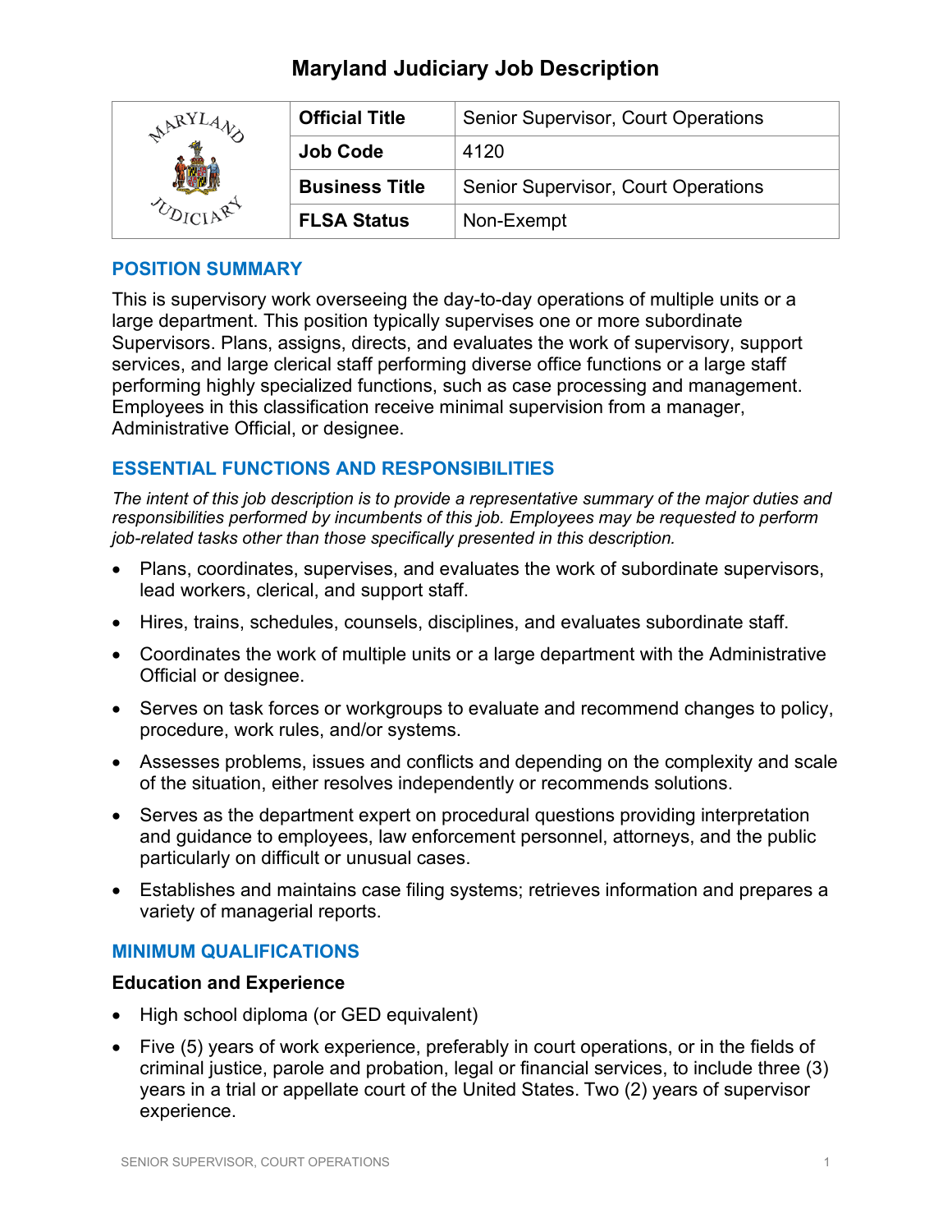# Maryland Judiciary Job Description

| | | |
|---|---|---|
| | **Official Title** | Senior Supervisor, Court Operations |
| | **Job Code** | 4120 |
| | **Business Title** | Senior Supervisor, Court Operations |
| | **FLSA Status** | Non-Exempt |

## POSITION SUMMARY

This is supervisory work overseeing the day-to-day operations of multiple units or a large department. This position typically supervises one or more subordinate Supervisors. Plans, assigns, directs, and evaluates the work of supervisory, support services, and large clerical staff performing diverse office functions or a large staff performing highly specialized functions, such as case processing and management. Employees in this classification receive minimal supervision from a manager, Administrative Official, or designee.

## ESSENTIAL FUNCTIONS AND RESPONSIBILITIES

*The intent of this job description is to provide a representative summary of the major duties and responsibilities performed by incumbents of this job. Employees may be requested to perform job-related tasks other than those specifically presented in this description.*

- Plans, coordinates, supervises, and evaluates the work of subordinate supervisors, lead workers, clerical, and support staff.
- Hires, trains, schedules, counsels, disciplines, and evaluates subordinate staff.
- Coordinates the work of multiple units or a large department with the Administrative Official or designee.
- Serves on task forces or workgroups to evaluate and recommend changes to policy, procedure, work rules, and/or systems.
- Assesses problems, issues and conflicts and depending on the complexity and scale of the situation, either resolves independently or recommends solutions.
- Serves as the department expert on procedural questions providing interpretation and guidance to employees, law enforcement personnel, attorneys, and the public particularly on difficult or unusual cases.
- Establishes and maintains case filing systems; retrieves information and prepares a variety of managerial reports.

## MINIMUM QUALIFICATIONS

### Education and Experience

- High school diploma (or GED equivalent)
- Five (5) years of work experience, preferably in court operations, or in the fields of criminal justice, parole and probation, legal or financial services, to include three (3) years in a trial or appellate court of the United States. Two (2) years of supervisor experience.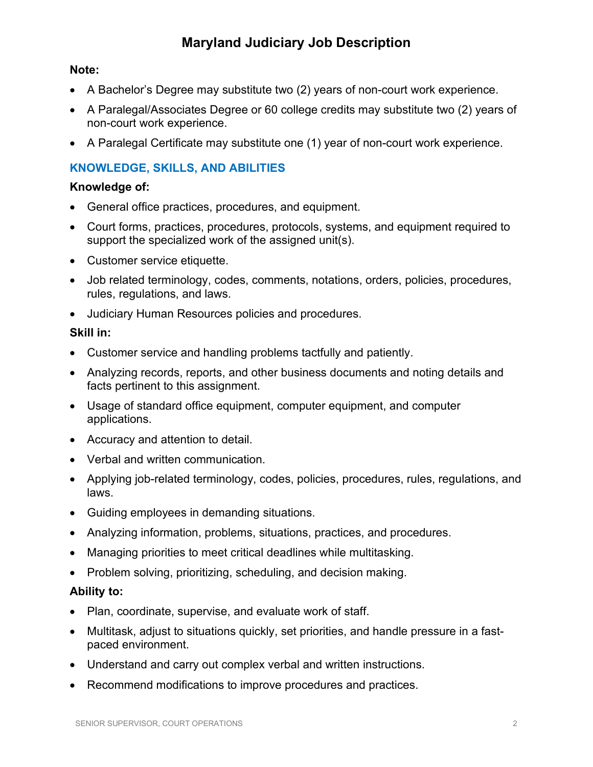# Maryland Judiciary Job Description

**Note:**

- A Bachelor's Degree may substitute two (2) years of non-court work experience.
- A Paralegal/Associates Degree or 60 college credits may substitute two (2) years of non-court work experience.
- A Paralegal Certificate may substitute one (1) year of non-court work experience.

## KNOWLEDGE, SKILLS, AND ABILITIES

**Knowledge of:**

- General office practices, procedures, and equipment.
- Court forms, practices, procedures, protocols, systems, and equipment required to support the specialized work of the assigned unit(s).
- Customer service etiquette.
- Job related terminology, codes, comments, notations, orders, policies, procedures, rules, regulations, and laws.
- Judiciary Human Resources policies and procedures.

**Skill in:**

- Customer service and handling problems tactfully and patiently.
- Analyzing records, reports, and other business documents and noting details and facts pertinent to this assignment.
- Usage of standard office equipment, computer equipment, and computer applications.
- Accuracy and attention to detail.
- Verbal and written communication.
- Applying job-related terminology, codes, policies, procedures, rules, regulations, and laws.
- Guiding employees in demanding situations.
- Analyzing information, problems, situations, practices, and procedures.
- Managing priorities to meet critical deadlines while multitasking.
- Problem solving, prioritizing, scheduling, and decision making.

**Ability to:**

- Plan, coordinate, supervise, and evaluate work of staff.
- Multitask, adjust to situations quickly, set priorities, and handle pressure in a fast-paced environment.
- Understand and carry out complex verbal and written instructions.
- Recommend modifications to improve procedures and practices.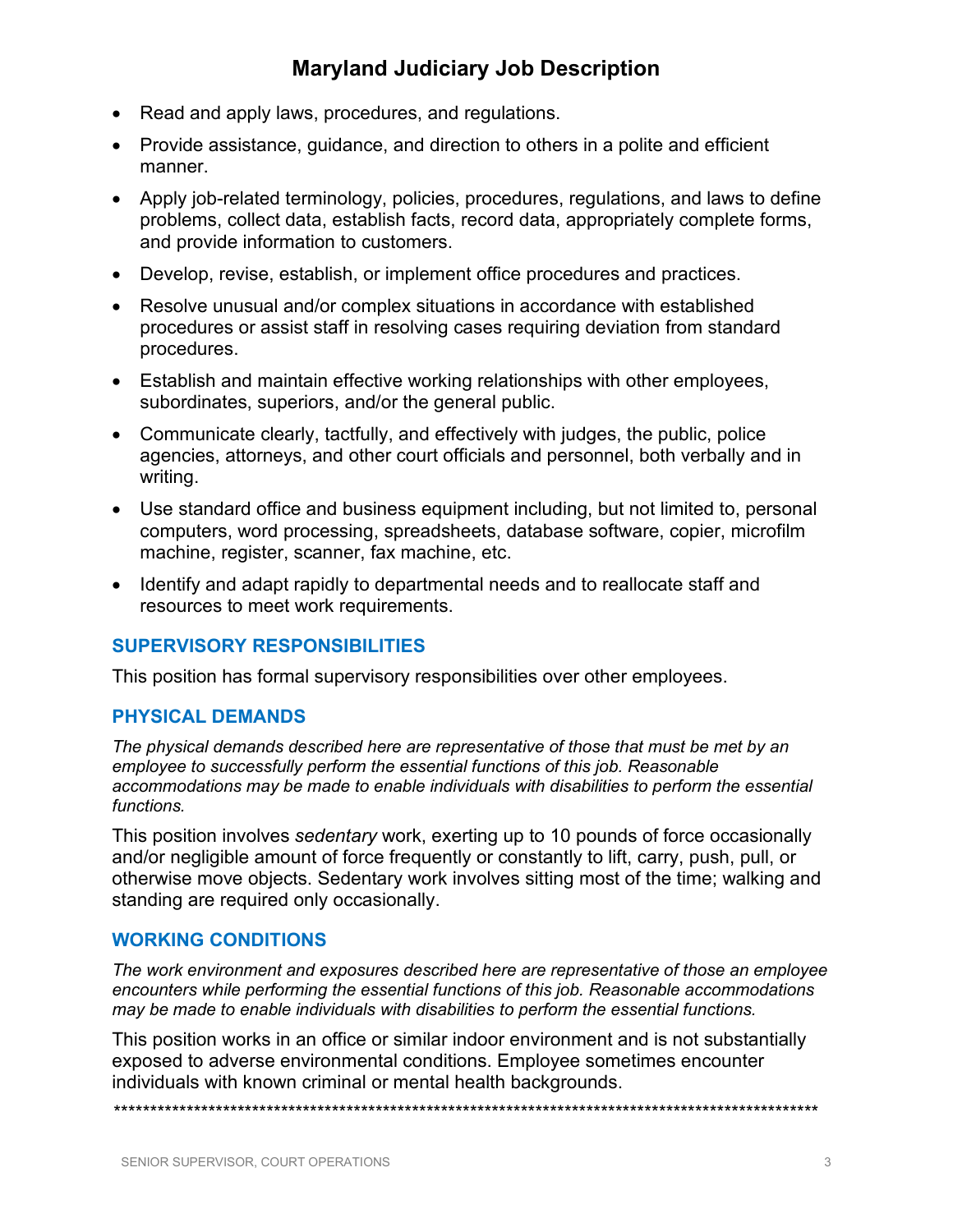- Read and apply laws, procedures, and regulations.
- Provide assistance, guidance, and direction to others in a polite and efficient manner.
- Apply job-related terminology, policies, procedures, regulations, and laws to define problems, collect data, establish facts, record data, appropriately complete forms, and provide information to customers.
- Develop, revise, establish, or implement office procedures and practices.
- Resolve unusual and/or complex situations in accordance with established procedures or assist staff in resolving cases requiring deviation from standard procedures.
- Establish and maintain effective working relationships with other employees, subordinates, superiors, and/or the general public.
- Communicate clearly, tactfully, and effectively with judges, the public, police agencies, attorneys, and other court officials and personnel, both verbally and in writing.
- Use standard office and business equipment including, but not limited to, personal computers, word processing, spreadsheets, database software, copier, microfilm machine, register, scanner, fax machine, etc.
- Identify and adapt rapidly to departmental needs and to reallocate staff and resources to meet work requirements.

## SUPERVISORY RESPONSIBILITIES

This position has formal supervisory responsibilities over other employees.

## PHYSICAL DEMANDS

*The physical demands described here are representative of those that must be met by an employee to successfully perform the essential functions of this job. Reasonable accommodations may be made to enable individuals with disabilities to perform the essential functions.*

This position involves *sedentary* work, exerting up to 10 pounds of force occasionally and/or negligible amount of force frequently or constantly to lift, carry, push, pull, or otherwise move objects. Sedentary work involves sitting most of the time; walking and standing are required only occasionally.

## WORKING CONDITIONS

*The work environment and exposures described here are representative of those an employee encounters while performing the essential functions of this job. Reasonable accommodations may be made to enable individuals with disabilities to perform the essential functions.*

This position works in an office or similar indoor environment and is not substantially exposed to adverse environmental conditions. Employee sometimes encounter individuals with known criminal or mental health backgrounds.

***************************************************************************************************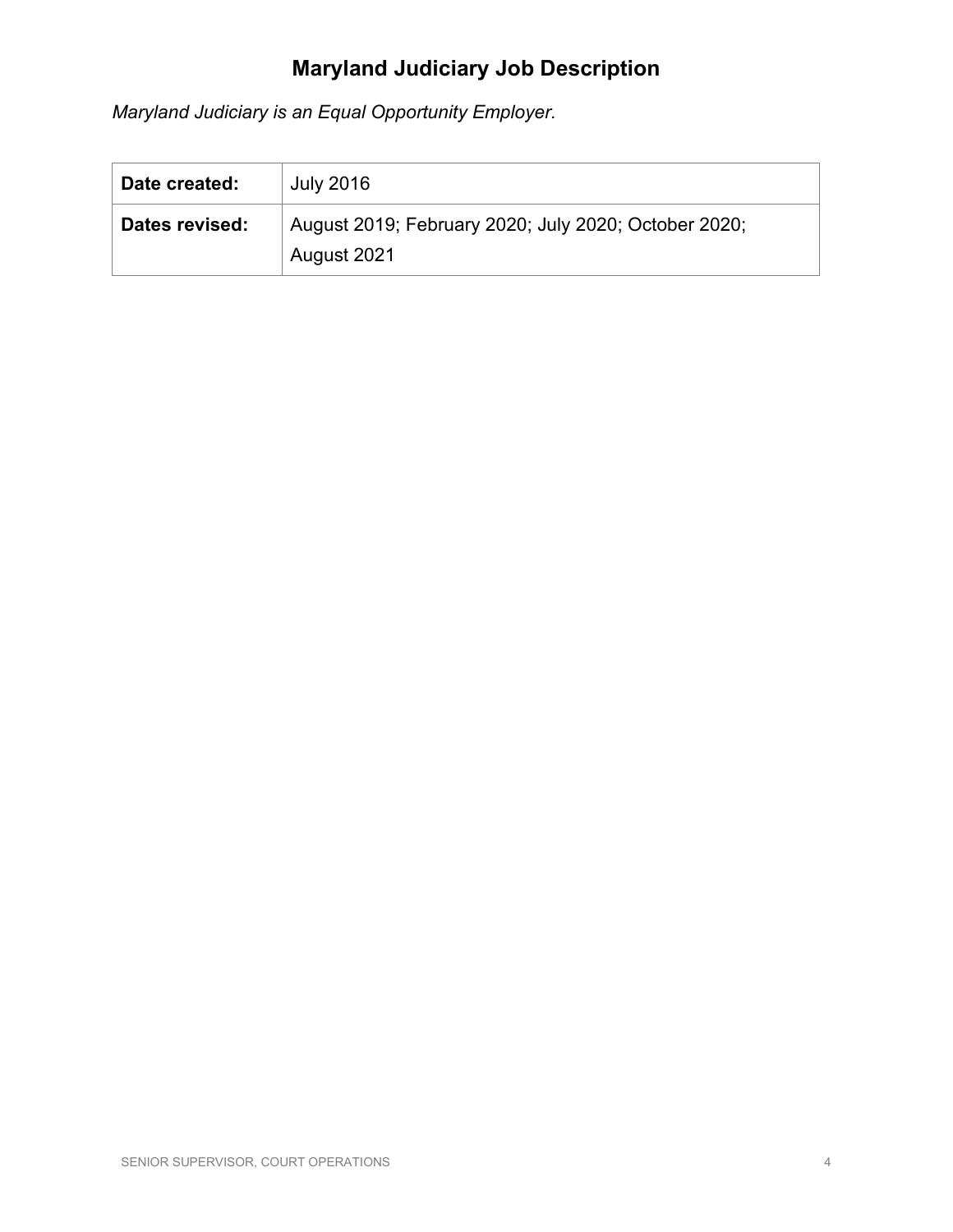# Maryland Judiciary Job Description

*Maryland Judiciary is an Equal Opportunity Employer.*

| | |
|---|---|
| **Date created:** | July 2016 |
| **Dates revised:** | August 2019; February 2020; July 2020; October 2020; August 2021 |